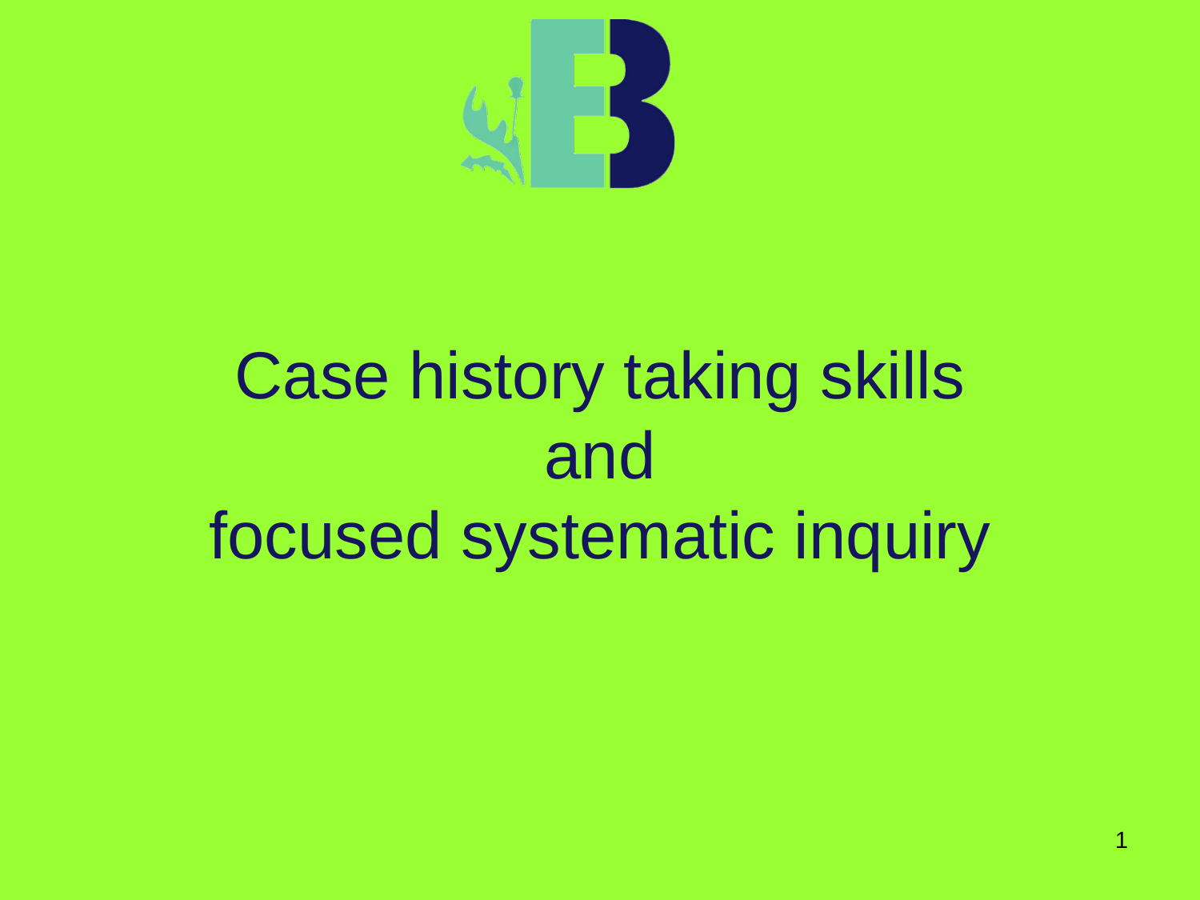# Case history taking skills and focused systematic inquiry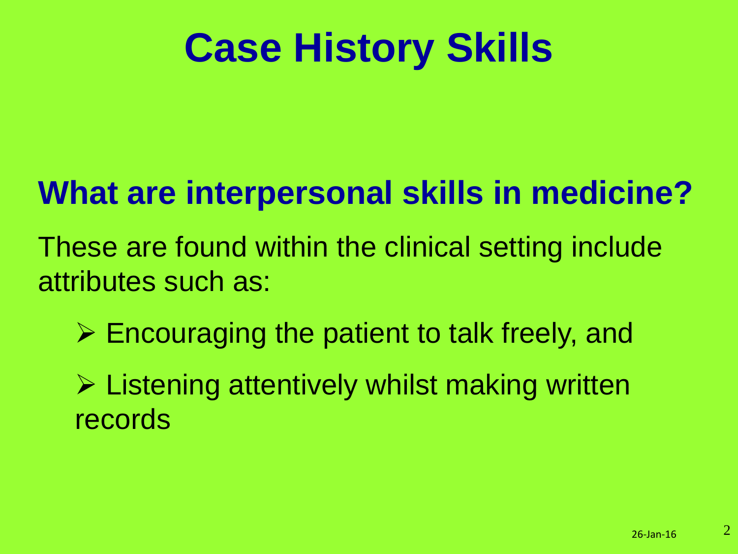# Case History Skills

## What are interpersonal skills in medicine?

These are found within the clinical setting include attributes such as:

- Encouraging the patient to talk freely, and
- Listening attentively whilst making written records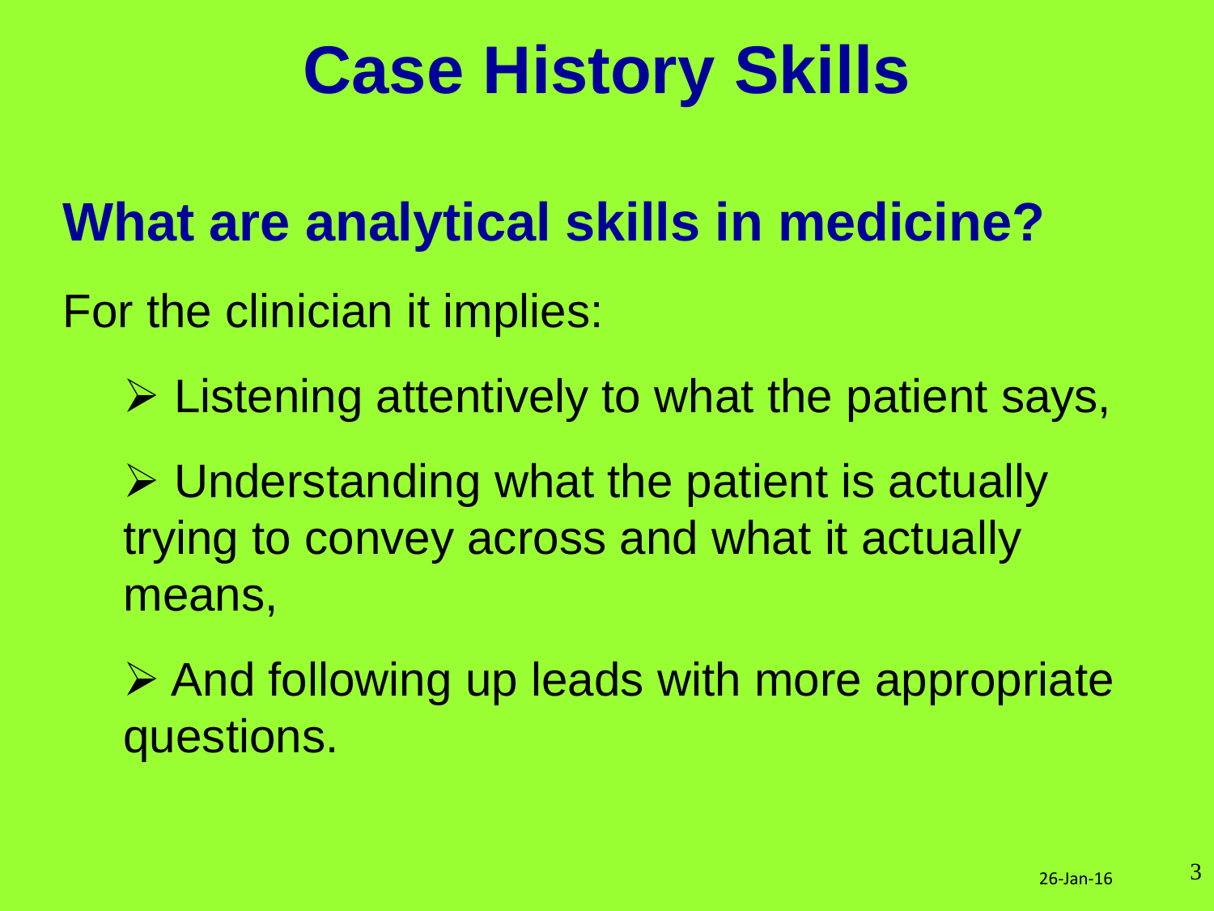# Case History Skills

## What are analytical skills in medicine?

For the clinician it implies:

- Listening attentively to what the patient says,
- Understanding what the patient is actually trying to convey across and what it actually means,
- And following up leads with more appropriate questions.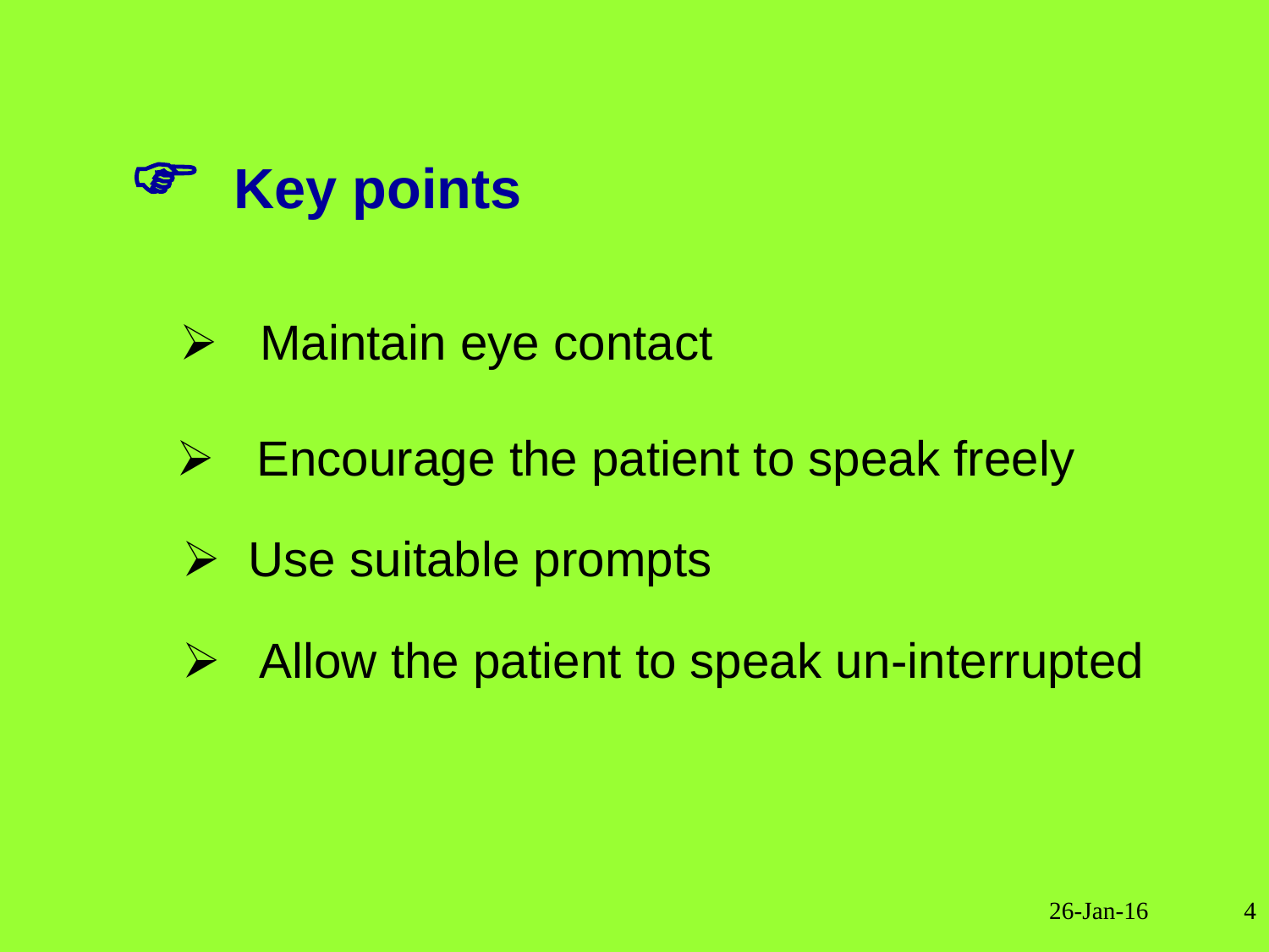# ☞ Key points

- Maintain eye contact
- Encourage the patient to speak freely
- Use suitable prompts
- Allow the patient to speak un-interrupted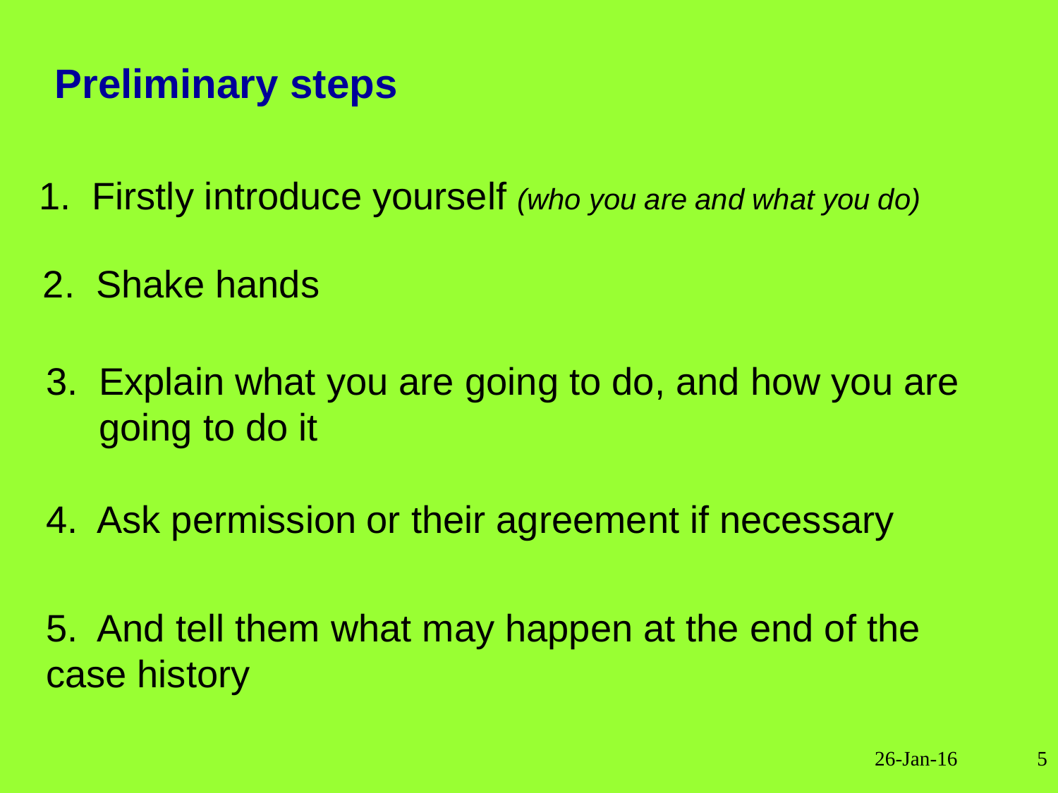## Preliminary steps

1. Firstly introduce yourself *(who you are and what you do)*
2. Shake hands
3. Explain what you are going to do, and how you are going to do it
4. Ask permission or their agreement if necessary
5. And tell them what may happen at the end of the case history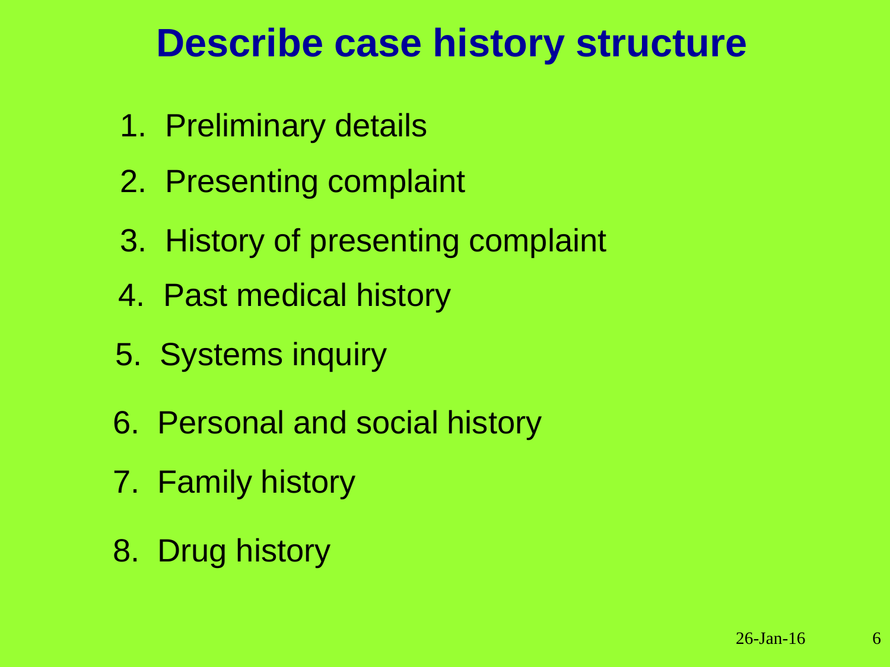# Describe case history structure

1. Preliminary details
2. Presenting complaint
3. History of presenting complaint
4. Past medical history
5. Systems inquiry
6. Personal and social history
7. Family history
8. Drug history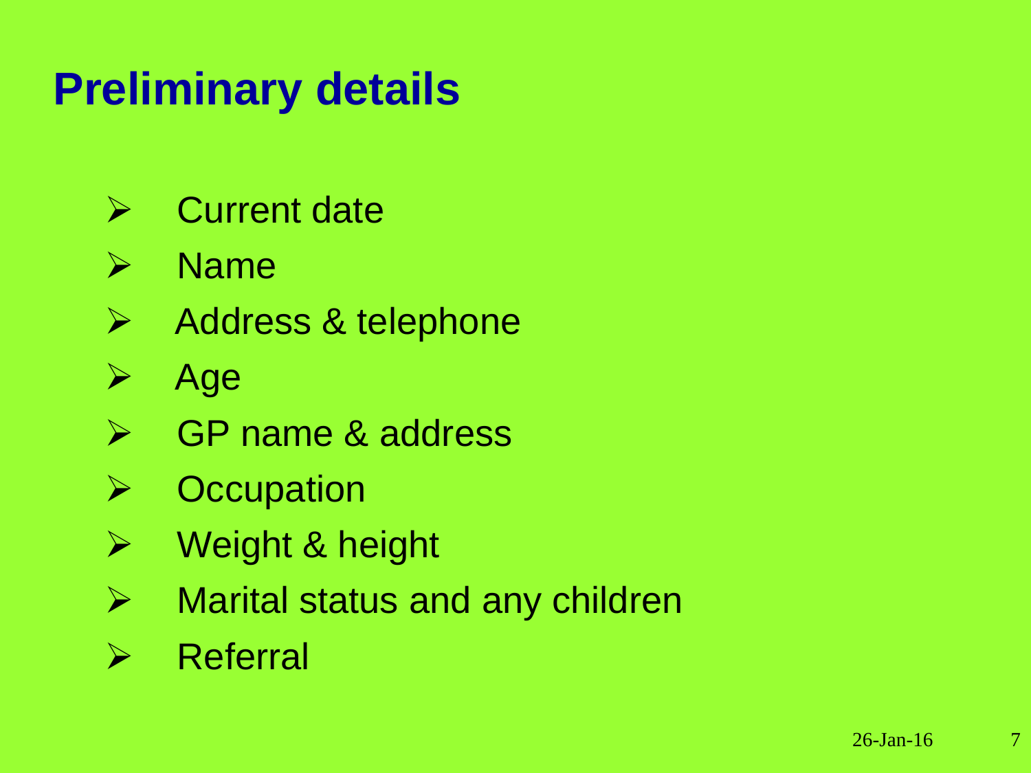# Preliminary details

- Current date
- Name
- Address & telephone
- Age
- GP name & address
- Occupation
- Weight & height
- Marital status and any children
- Referral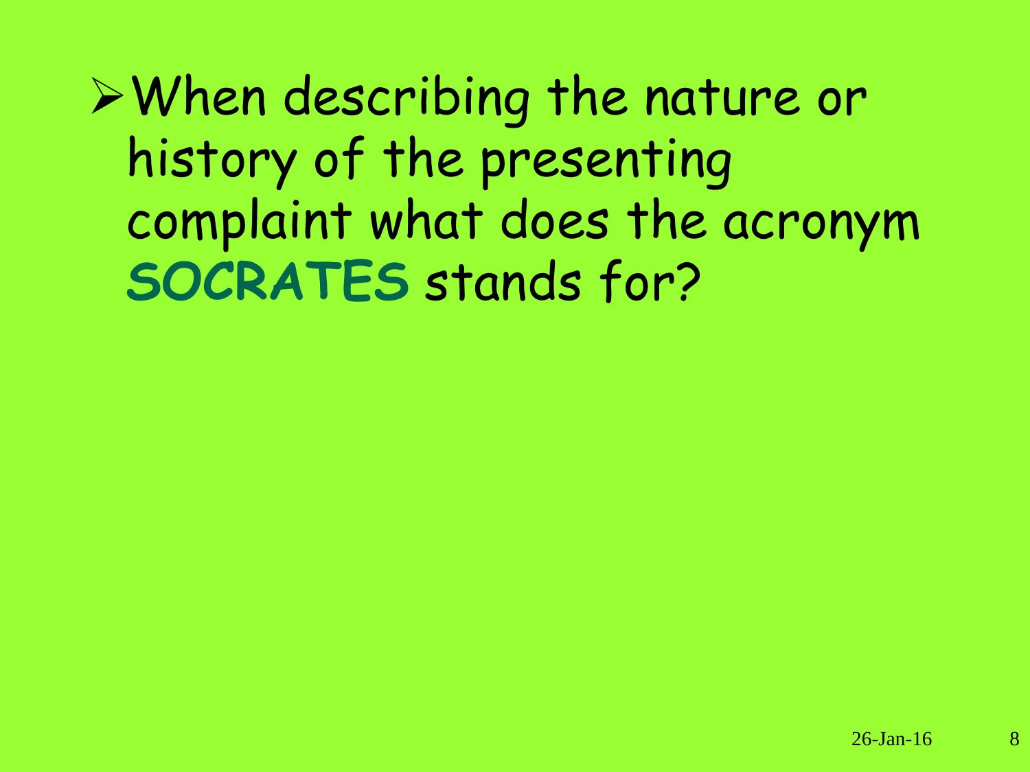- When describing the nature or history of the presenting complaint what does the acronym **SOCRATES** stands for?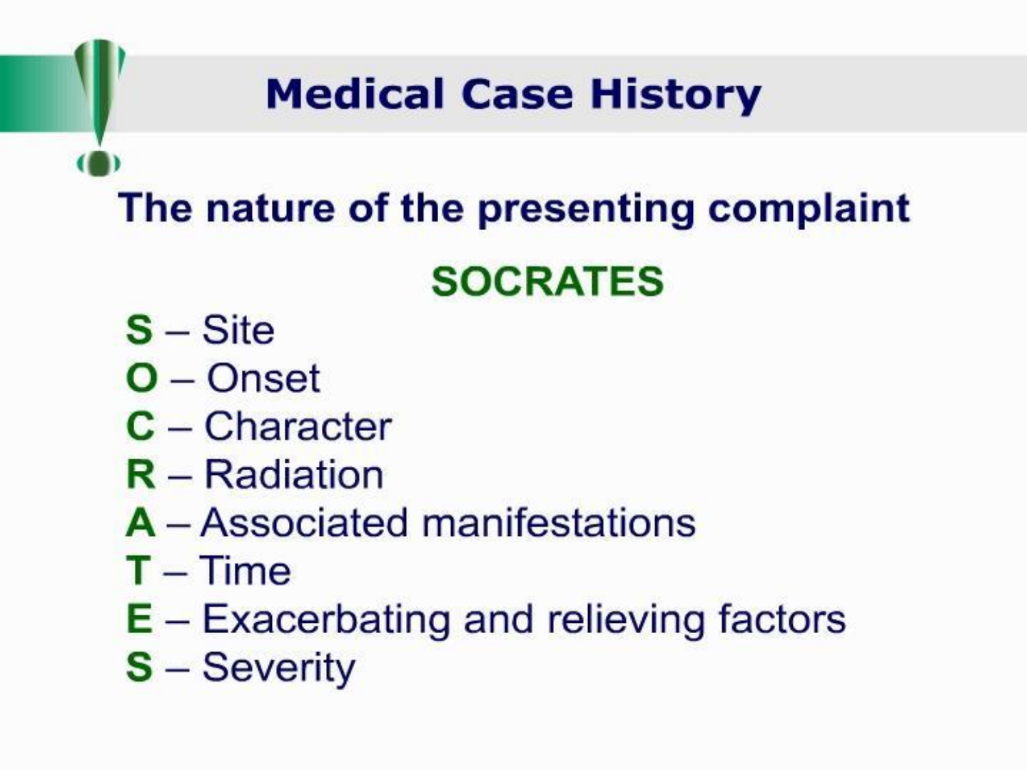# Medical Case History

## The nature of the presenting complaint

### SOCRATES

- **S** – Site
- **O** – Onset
- **C** – Character
- **R** – Radiation
- **A** – Associated manifestations
- **T** – Time
- **E** – Exacerbating and relieving factors
- **S** – Severity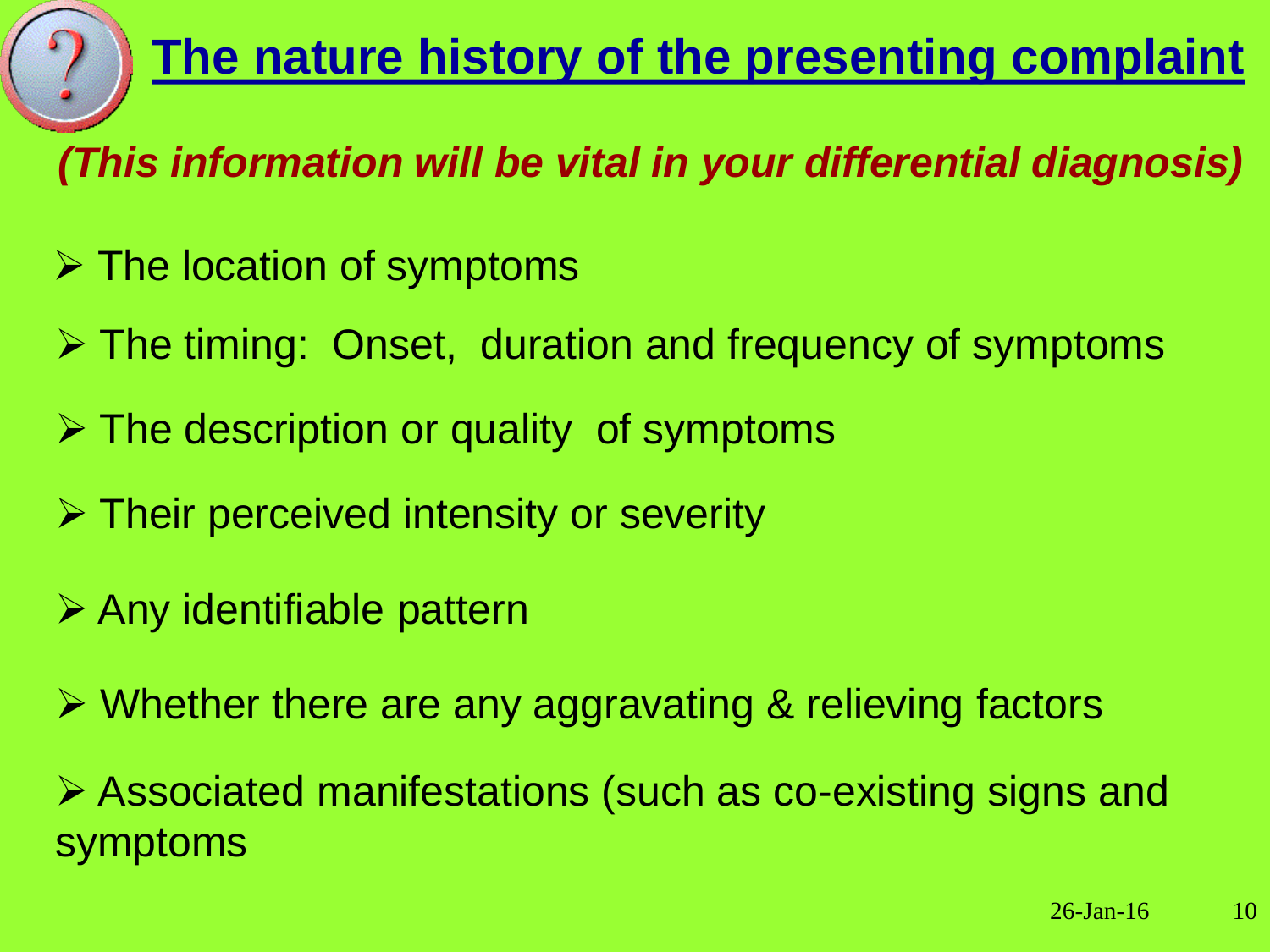# The nature history of the presenting complaint

***(This information will be vital in your differential diagnosis)***

- The location of symptoms
- The timing: Onset, duration and frequency of symptoms
- The description or quality of symptoms
- Their perceived intensity or severity
- Any identifiable pattern
- Whether there are any aggravating & relieving factors
- Associated manifestations (such as co-existing signs and symptoms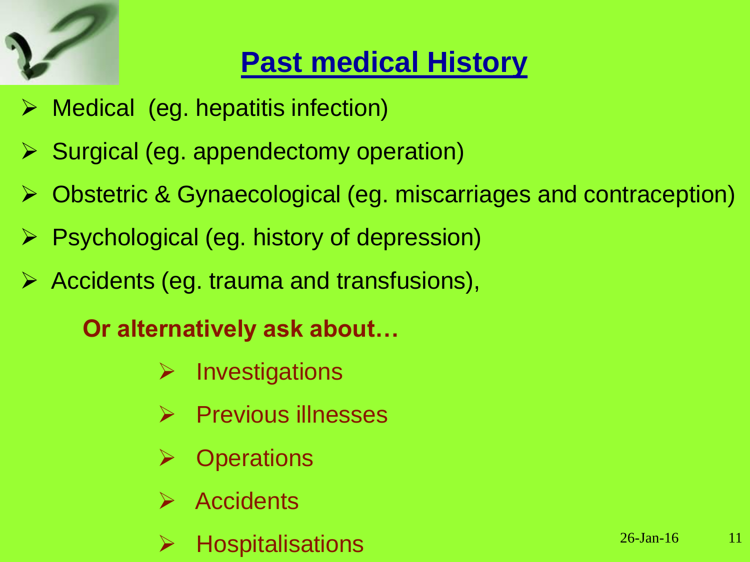# Past medical History

- Medical (eg. hepatitis infection)
- Surgical (eg. appendectomy operation)
- Obstetric & Gynaecological (eg. miscarriages and contraception)
- Psychological (eg. history of depression)
- Accidents (eg. trauma and transfusions),

**Or alternatively ask about…**

- Investigations
- Previous illnesses
- Operations
- Accidents
- Hospitalisations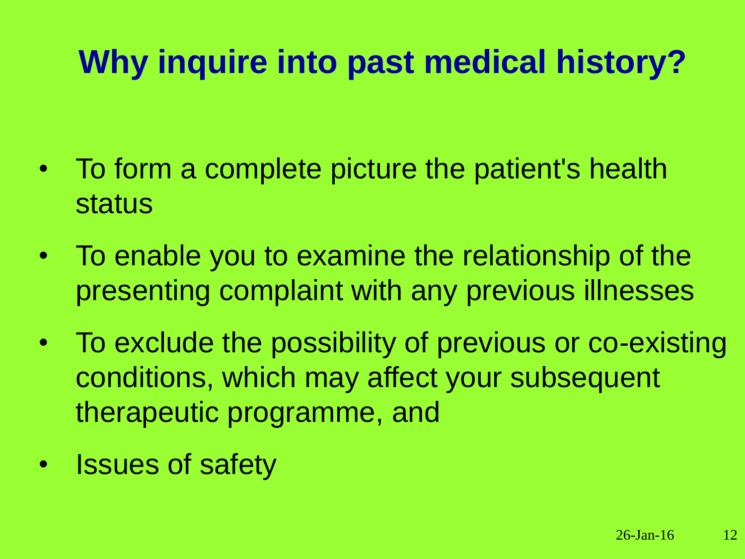# Why inquire into past medical history?

- To form a complete picture the patient's health status
- To enable you to examine the relationship of the presenting complaint with any previous illnesses
- To exclude the possibility of previous or co-existing conditions, which may affect your subsequent therapeutic programme, and
- Issues of safety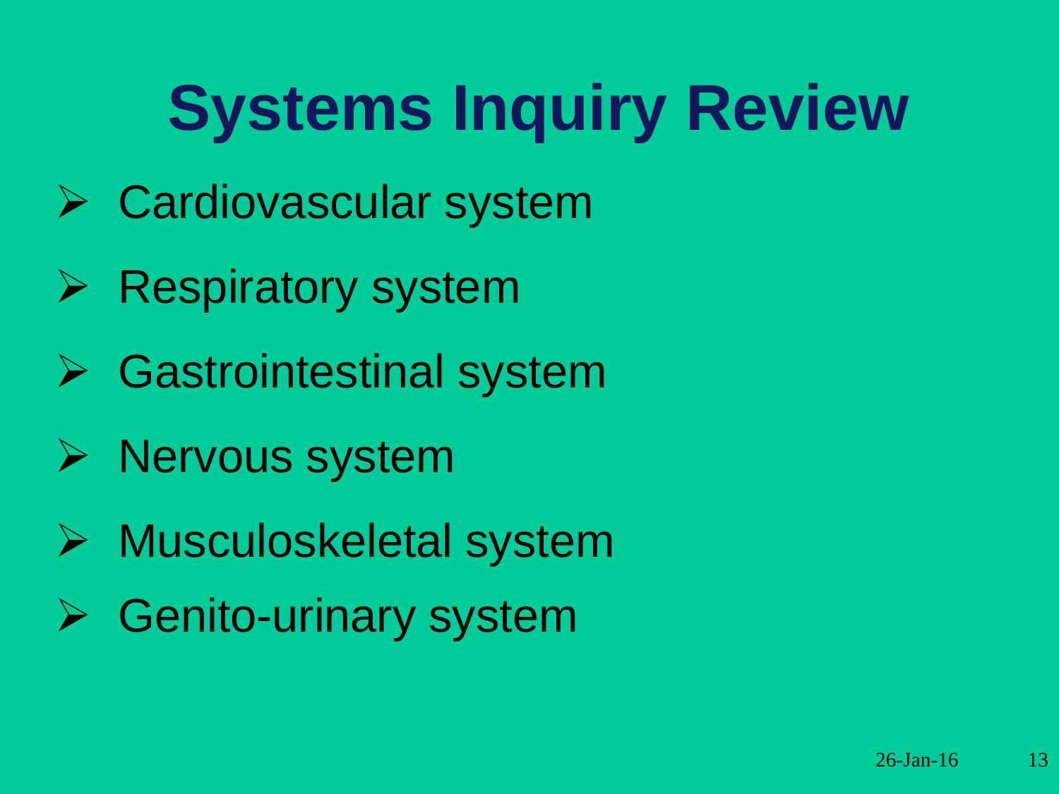# Systems Inquiry Review

- Cardiovascular system
- Respiratory system
- Gastrointestinal system
- Nervous system
- Musculoskeletal system
- Genito-urinary system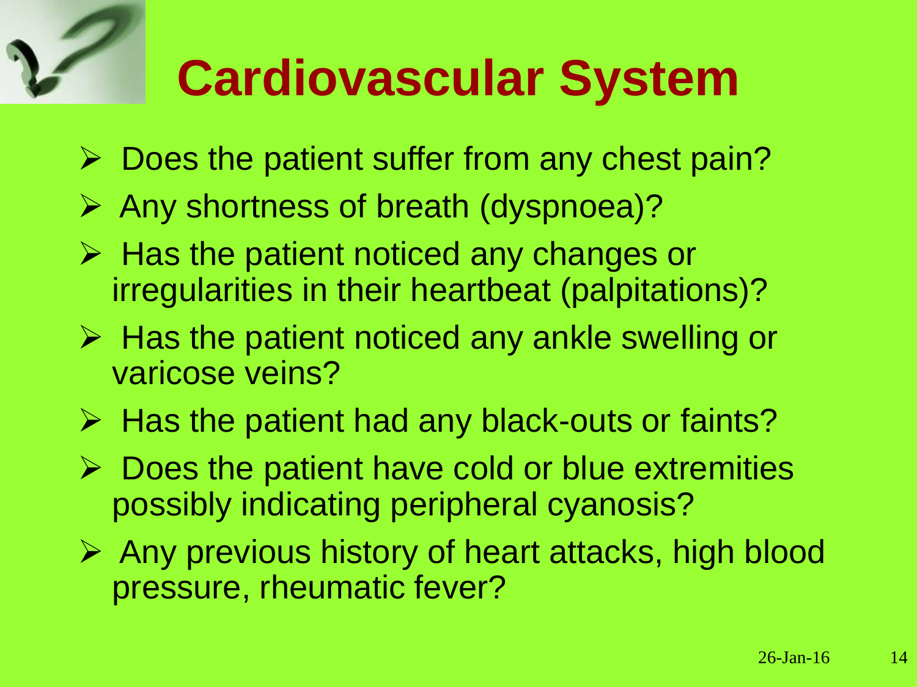# Cardiovascular System

- Does the patient suffer from any chest pain?
- Any shortness of breath (dyspnoea)?
- Has the patient noticed any changes or irregularities in their heartbeat (palpitations)?
- Has the patient noticed any ankle swelling or varicose veins?
- Has the patient had any black-outs or faints?
- Does the patient have cold or blue extremities possibly indicating peripheral cyanosis?
- Any previous history of heart attacks, high blood pressure, rheumatic fever?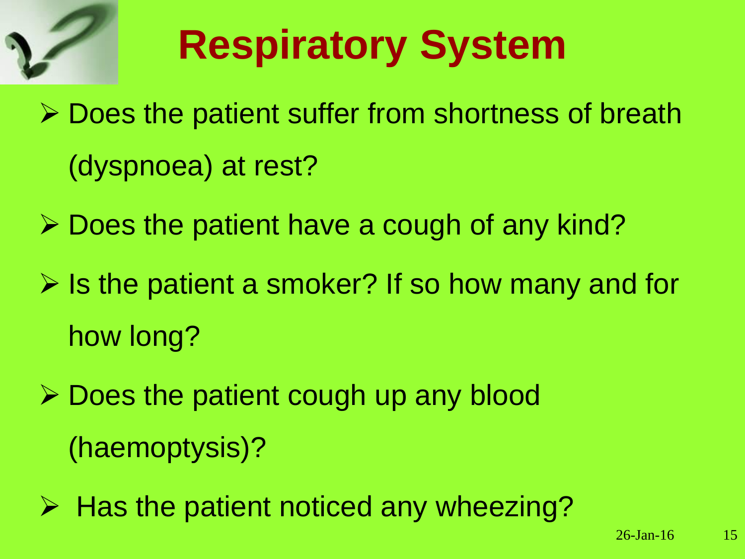# Respiratory System

- Does the patient suffer from shortness of breath (dyspnoea) at rest?
- Does the patient have a cough of any kind?
- Is the patient a smoker? If so how many and for how long?
- Does the patient cough up any blood (haemoptysis)?
- Has the patient noticed any wheezing?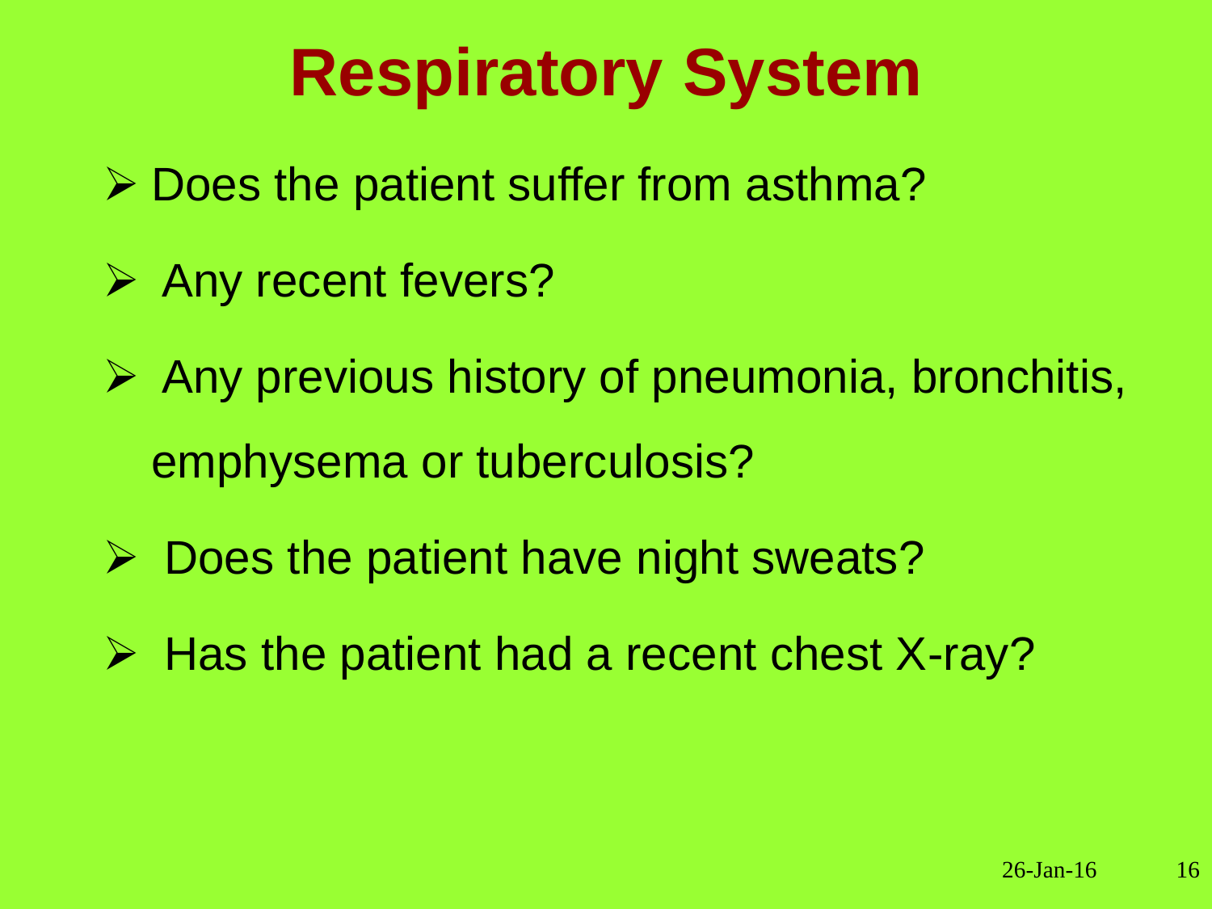# Respiratory System

- Does the patient suffer from asthma?
- Any recent fevers?
- Any previous history of pneumonia, bronchitis, emphysema or tuberculosis?
- Does the patient have night sweats?
- Has the patient had a recent chest X-ray?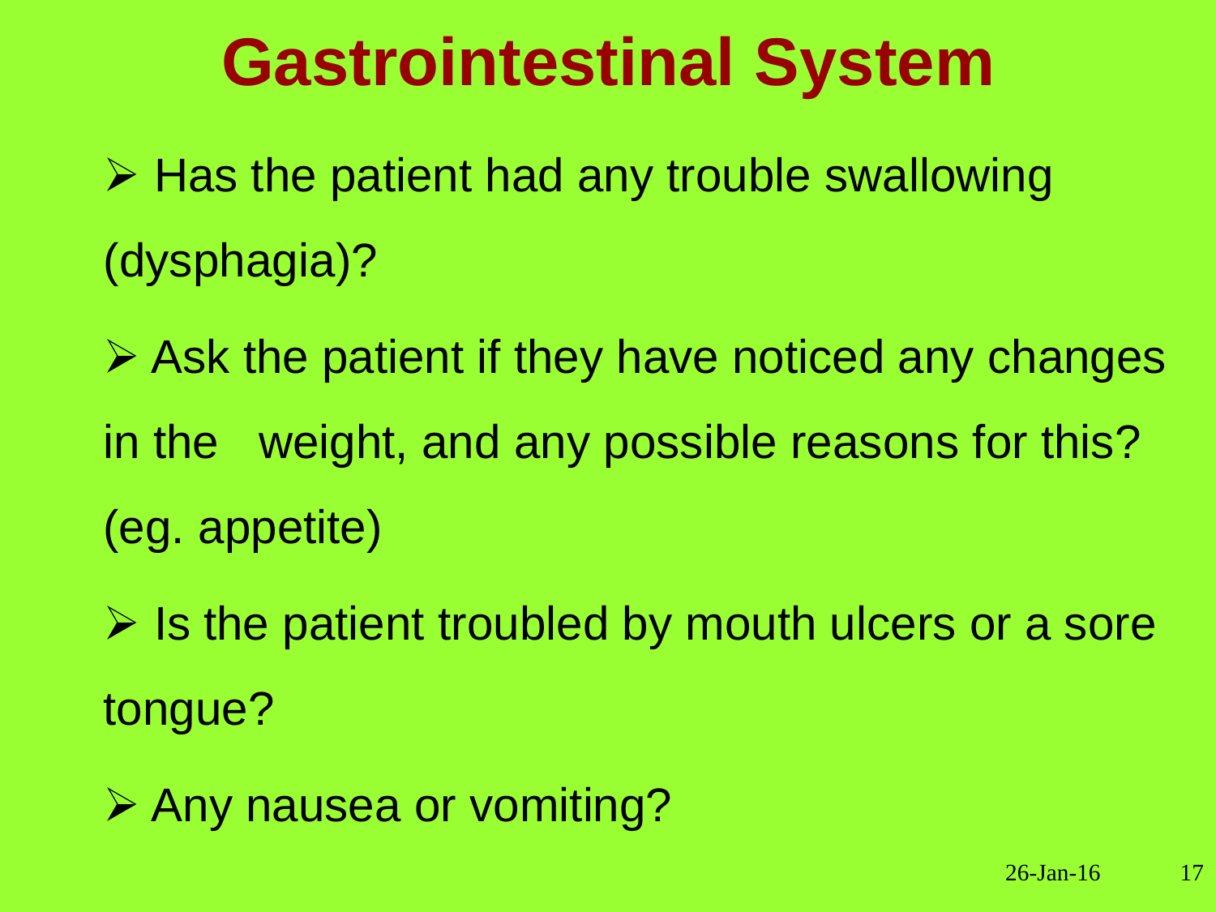# Gastrointestinal System

- Has the patient had any trouble swallowing (dysphagia)?
- Ask the patient if they have noticed any changes in the weight, and any possible reasons for this? (eg. appetite)
- Is the patient troubled by mouth ulcers or a sore tongue?
- Any nausea or vomiting?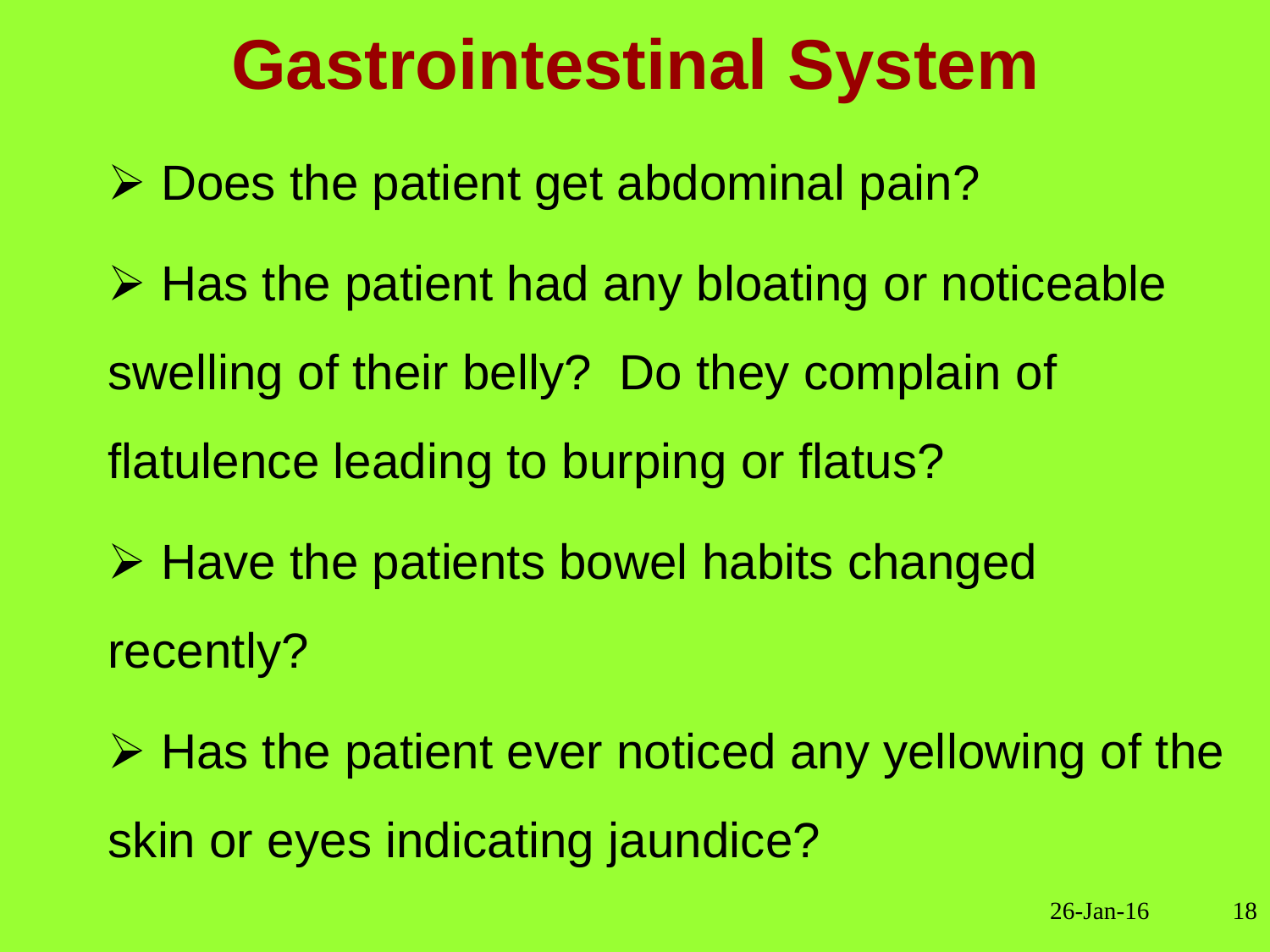# Gastrointestinal System

- Does the patient get abdominal pain?
- Has the patient had any bloating or noticeable swelling of their belly? Do they complain of flatulence leading to burping or flatus?
- Have the patients bowel habits changed recently?
- Has the patient ever noticed any yellowing of the skin or eyes indicating jaundice?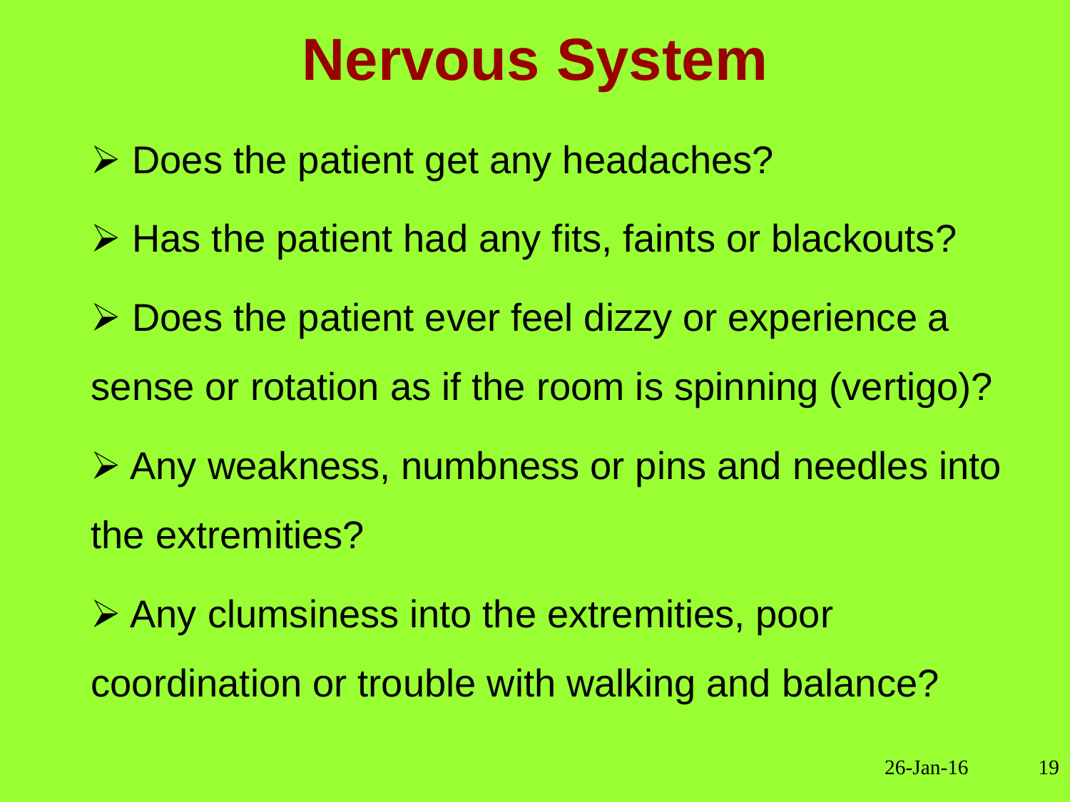# Nervous System

- Does the patient get any headaches?
- Has the patient had any fits, faints or blackouts?
- Does the patient ever feel dizzy or experience a sense or rotation as if the room is spinning (vertigo)?
- Any weakness, numbness or pins and needles into the extremities?
- Any clumsiness into the extremities, poor coordination or trouble with walking and balance?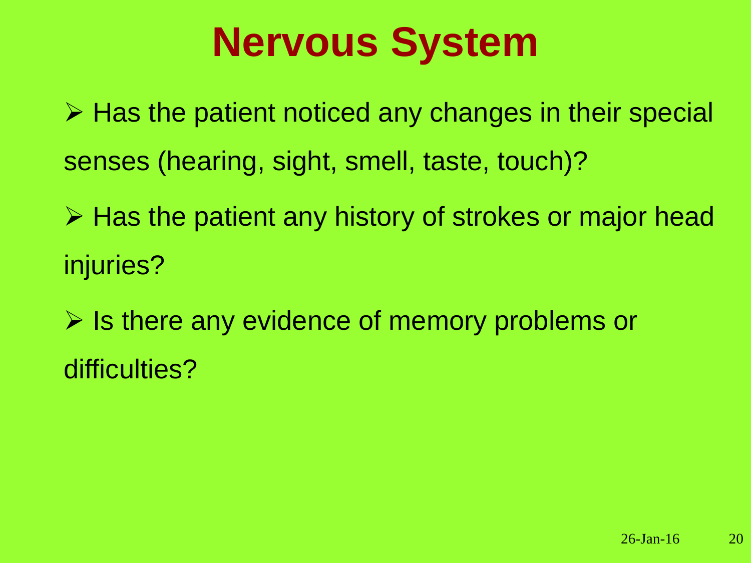# Nervous System

- Has the patient noticed any changes in their special senses (hearing, sight, smell, taste, touch)?
- Has the patient any history of strokes or major head injuries?
- Is there any evidence of memory problems or difficulties?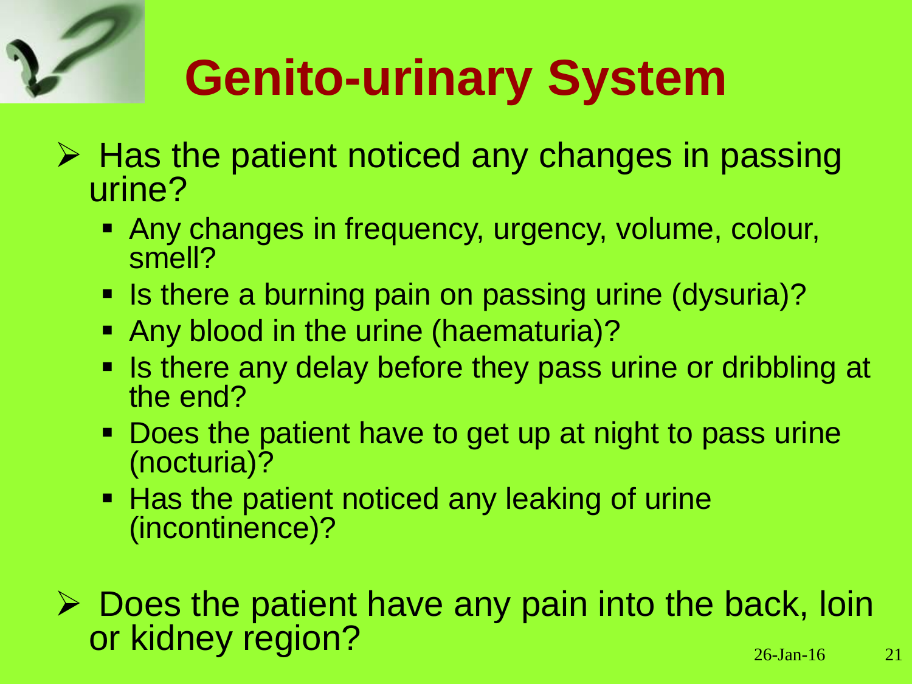# Genito-urinary System

- Has the patient noticed any changes in passing urine?
  - Any changes in frequency, urgency, volume, colour, smell?
  - Is there a burning pain on passing urine (dysuria)?
  - Any blood in the urine (haematuria)?
  - Is there any delay before they pass urine or dribbling at the end?
  - Does the patient have to get up at night to pass urine (nocturia)?
  - Has the patient noticed any leaking of urine (incontinence)?

- Does the patient have any pain into the back, loin or kidney region?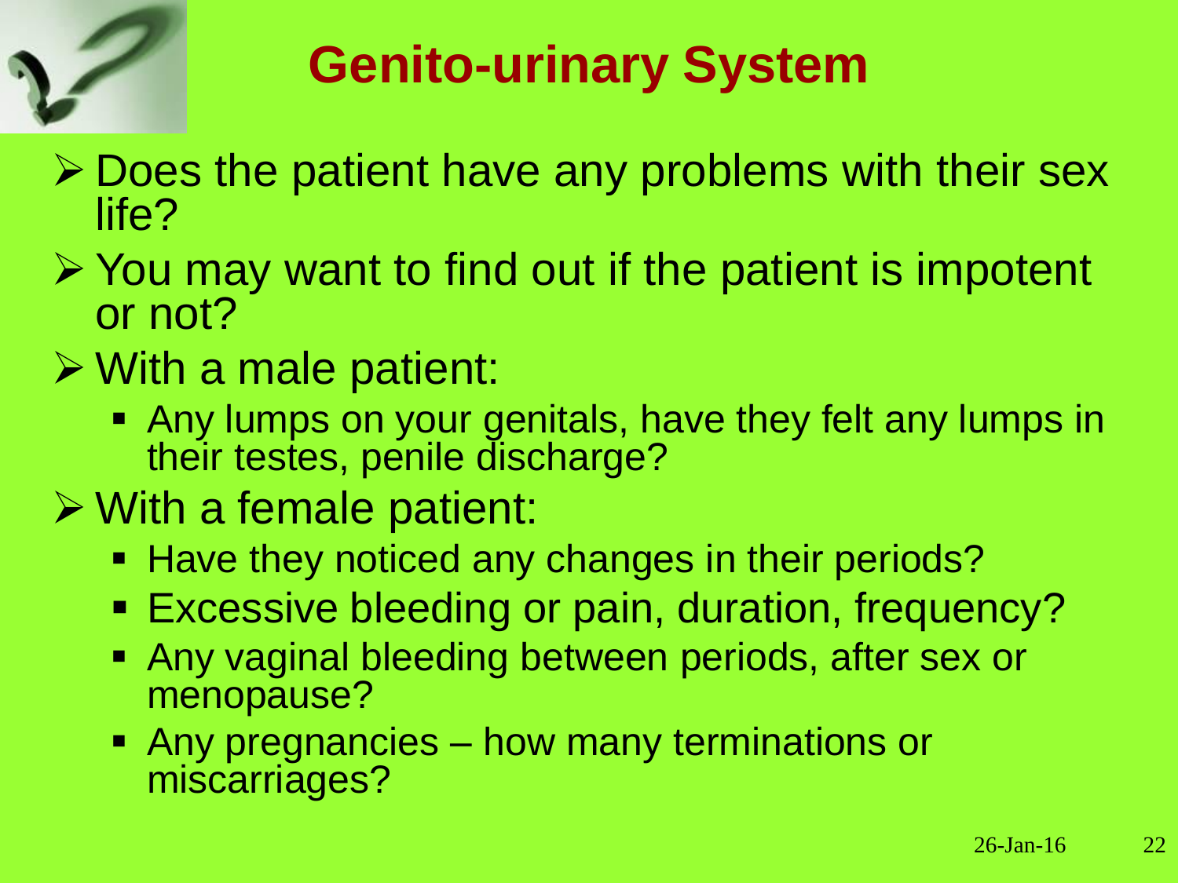# Genito-urinary System

- Does the patient have any problems with their sex life?
- You may want to find out if the patient is impotent or not?
- With a male patient:
  - Any lumps on your genitals, have they felt any lumps in their testes, penile discharge?
- With a female patient:
  - Have they noticed any changes in their periods?
  - Excessive bleeding or pain, duration, frequency?
  - Any vaginal bleeding between periods, after sex or menopause?
  - Any pregnancies – how many terminations or miscarriages?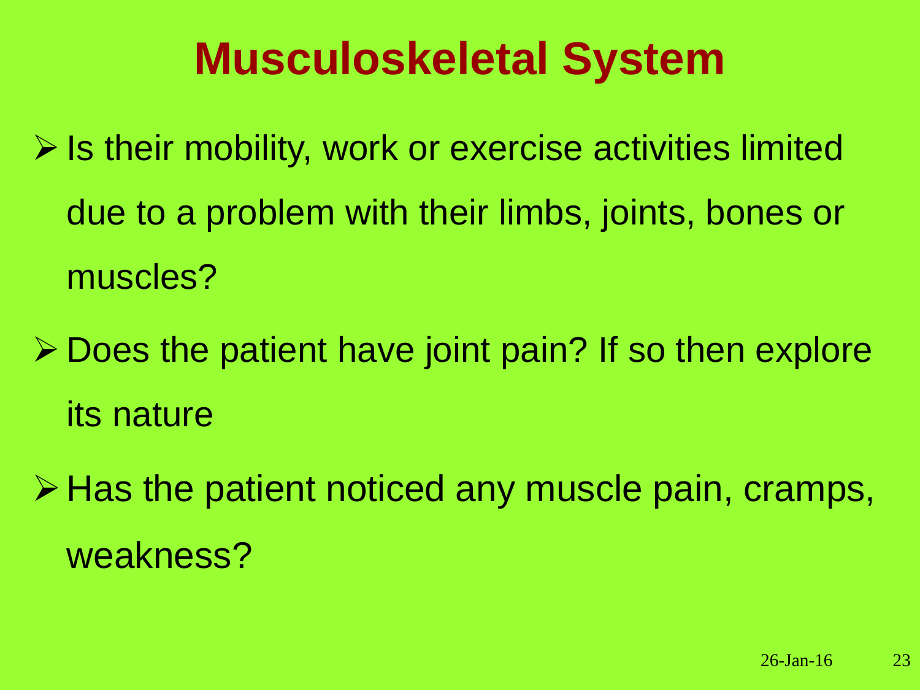# Musculoskeletal System

- Is their mobility, work or exercise activities limited due to a problem with their limbs, joints, bones or muscles?
- Does the patient have joint pain? If so then explore its nature
- Has the patient noticed any muscle pain, cramps, weakness?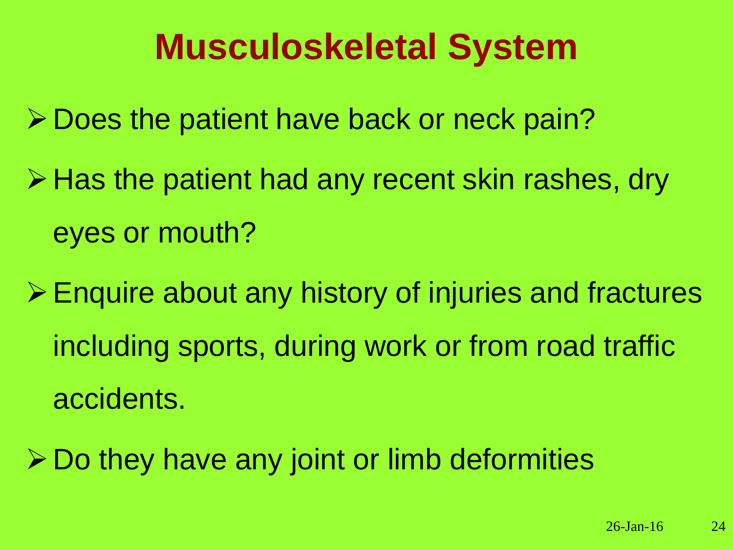# Musculoskeletal System

- Does the patient have back or neck pain?
- Has the patient had any recent skin rashes, dry eyes or mouth?
- Enquire about any history of injuries and fractures including sports, during work or from road traffic accidents.
- Do they have any joint or limb deformities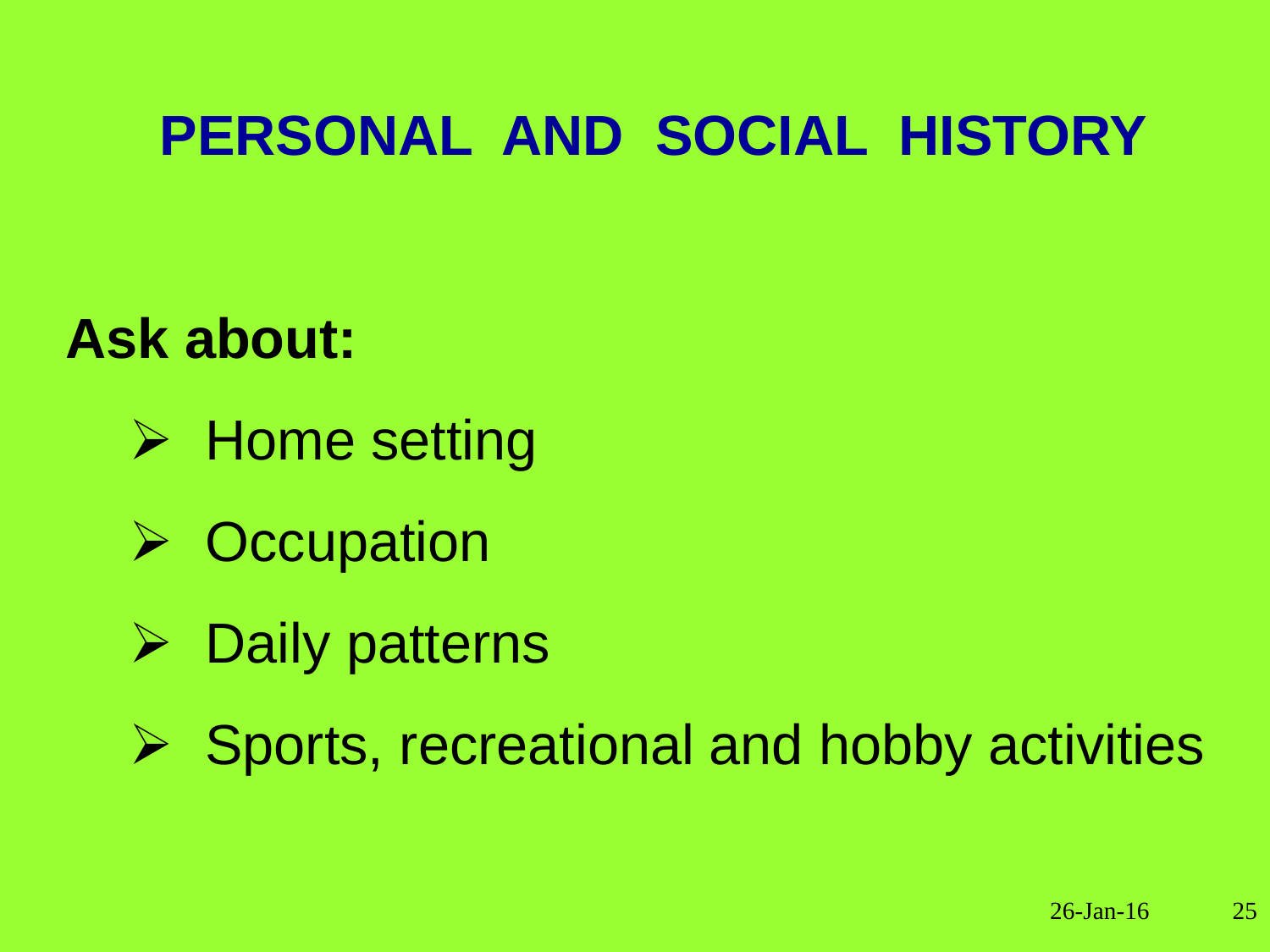# PERSONAL AND SOCIAL HISTORY

**Ask about:**

- Home setting
- Occupation
- Daily patterns
- Sports, recreational and hobby activities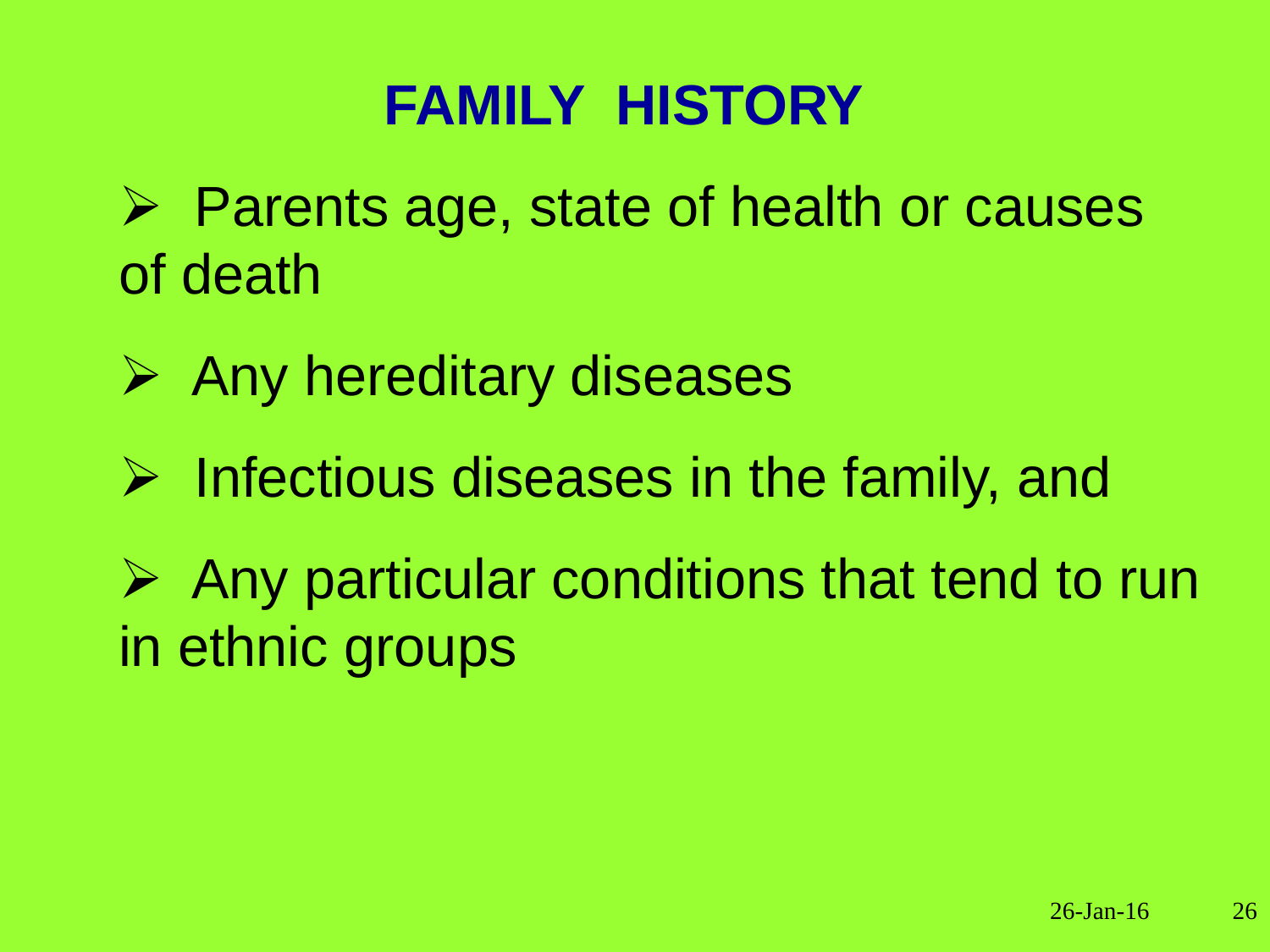# FAMILY HISTORY

- Parents age, state of health or causes of death
- Any hereditary diseases
- Infectious diseases in the family, and
- Any particular conditions that tend to run in ethnic groups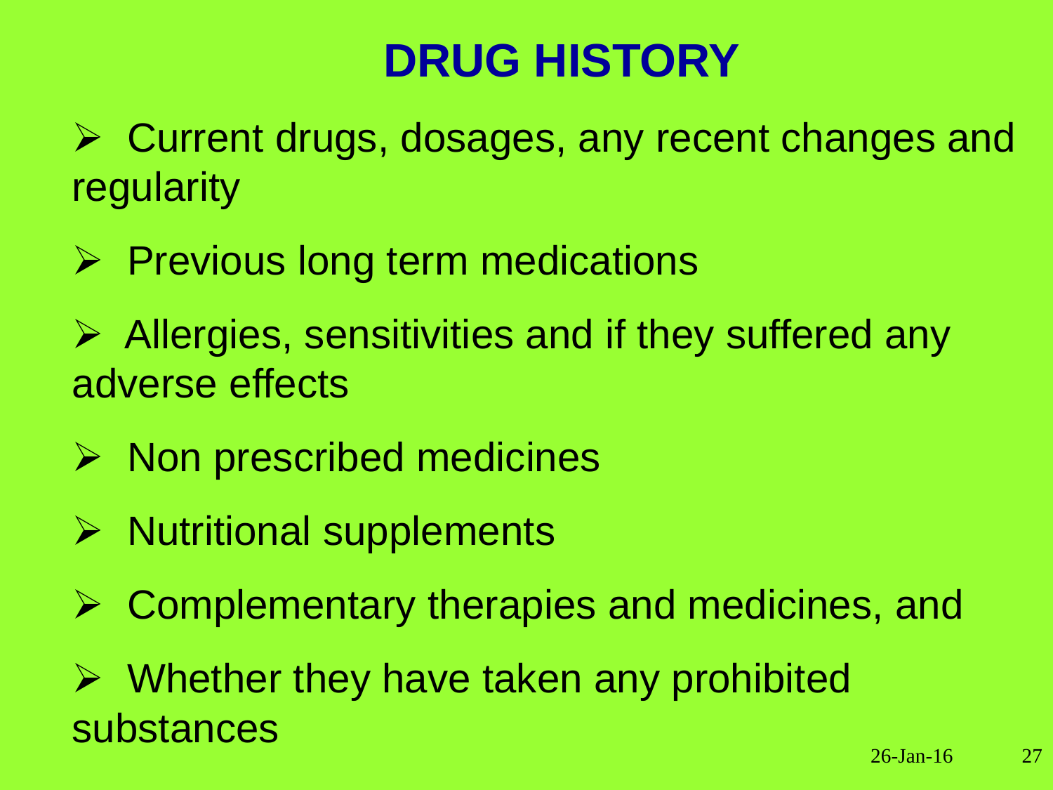# DRUG HISTORY

- Current drugs, dosages, any recent changes and regularity
- Previous long term medications
- Allergies, sensitivities and if they suffered any adverse effects
- Non prescribed medicines
- Nutritional supplements
- Complementary therapies and medicines, and
- Whether they have taken any prohibited substances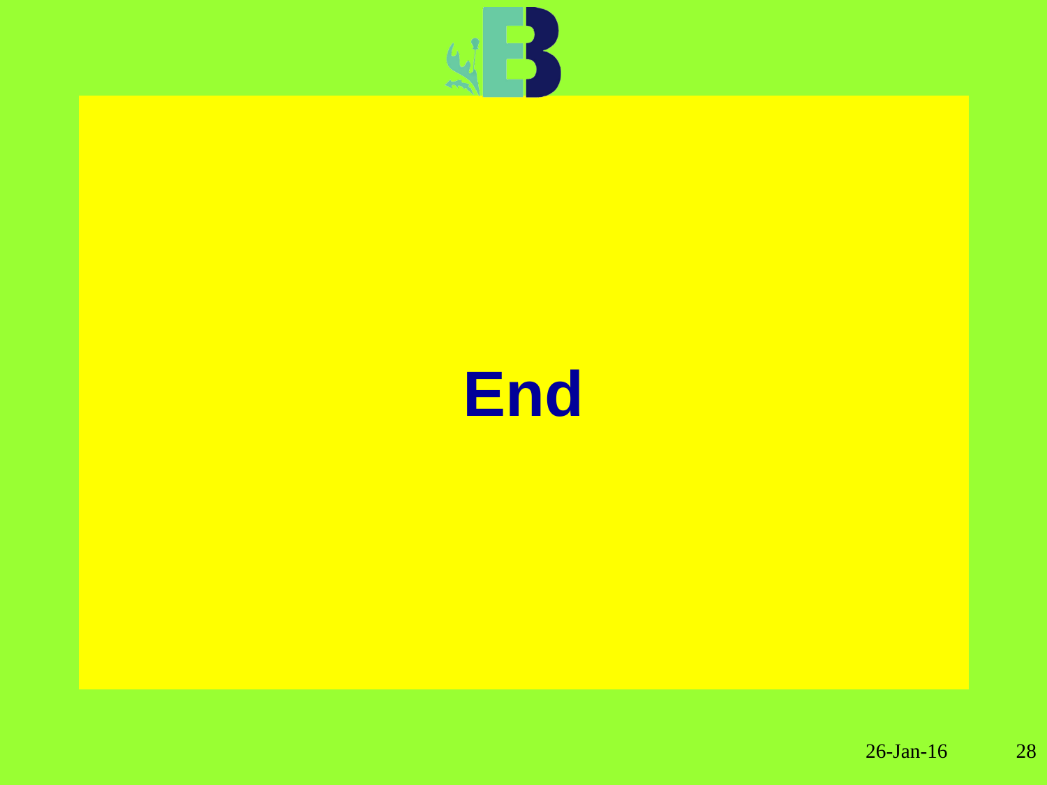# End